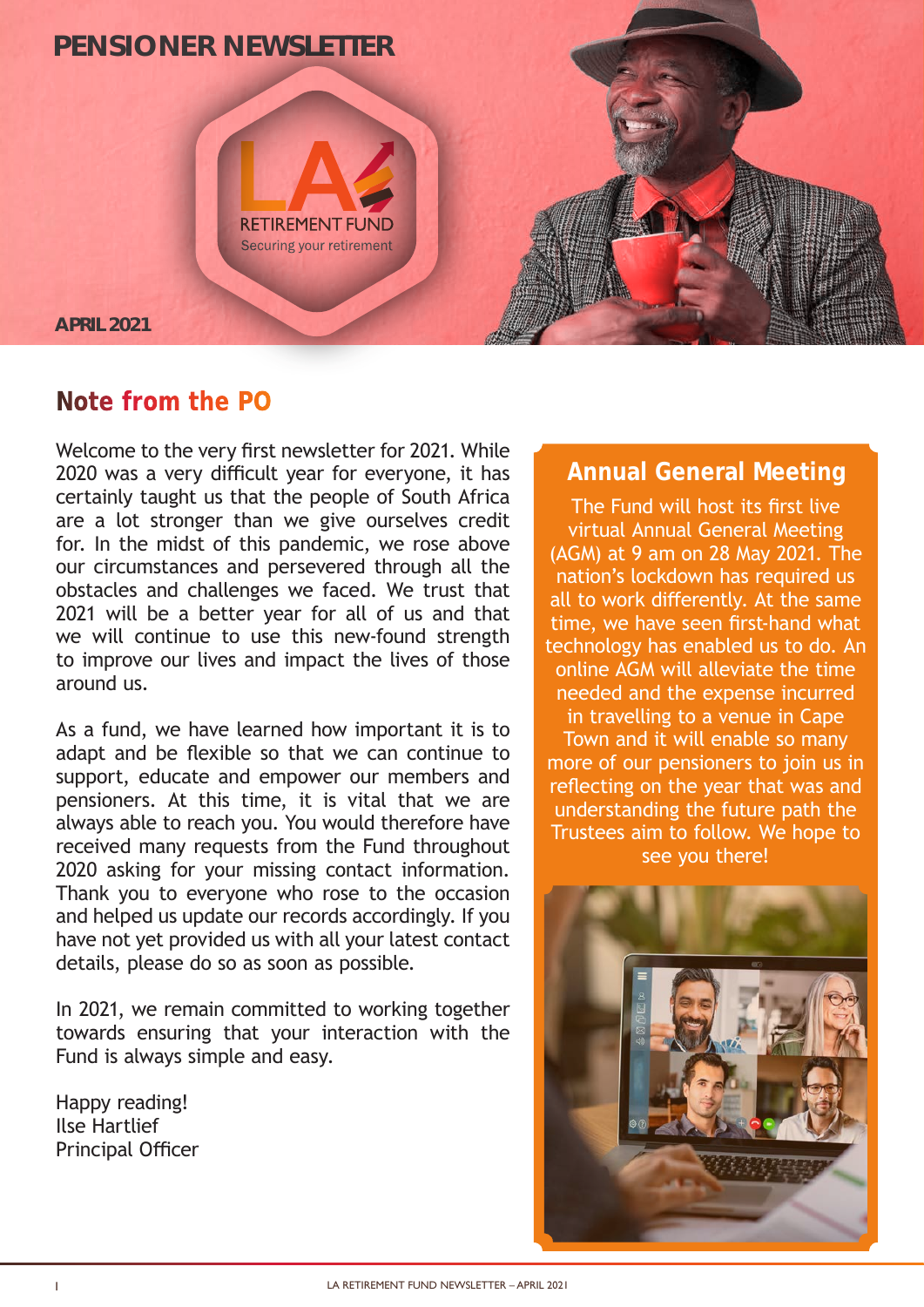# PENSIONER NEWSLETTER

LA RETIREMENT FUND
Securing your retirement

**APRIL 2021**

## Note from the PO

Welcome to the very first newsletter for 2021. While 2020 was a very difficult year for everyone, it has certainly taught us that the people of South Africa are a lot stronger than we give ourselves credit for. In the midst of this pandemic, we rose above our circumstances and persevered through all the obstacles and challenges we faced. We trust that 2021 will be a better year for all of us and that we will continue to use this new-found strength to improve our lives and impact the lives of those around us.

As a fund, we have learned how important it is to adapt and be flexible so that we can continue to support, educate and empower our members and pensioners. At this time, it is vital that we are always able to reach you. You would therefore have received many requests from the Fund throughout 2020 asking for your missing contact information. Thank you to everyone who rose to the occasion and helped us update our records accordingly. If you have not yet provided us with all your latest contact details, please do so as soon as possible.

In 2021, we remain committed to working together towards ensuring that your interaction with the Fund is always simple and easy.

Happy reading!
Ilse Hartlief
Principal Officer

## Annual General Meeting

The Fund will host its first live virtual Annual General Meeting (AGM) at 9 am on 28 May 2021. The nation's lockdown has required us all to work differently. At the same time, we have seen first-hand what technology has enabled us to do. An online AGM will alleviate the time needed and the expense incurred in travelling to a venue in Cape Town and it will enable so many more of our pensioners to join us in reflecting on the year that was and understanding the future path the Trustees aim to follow. We hope to see you there!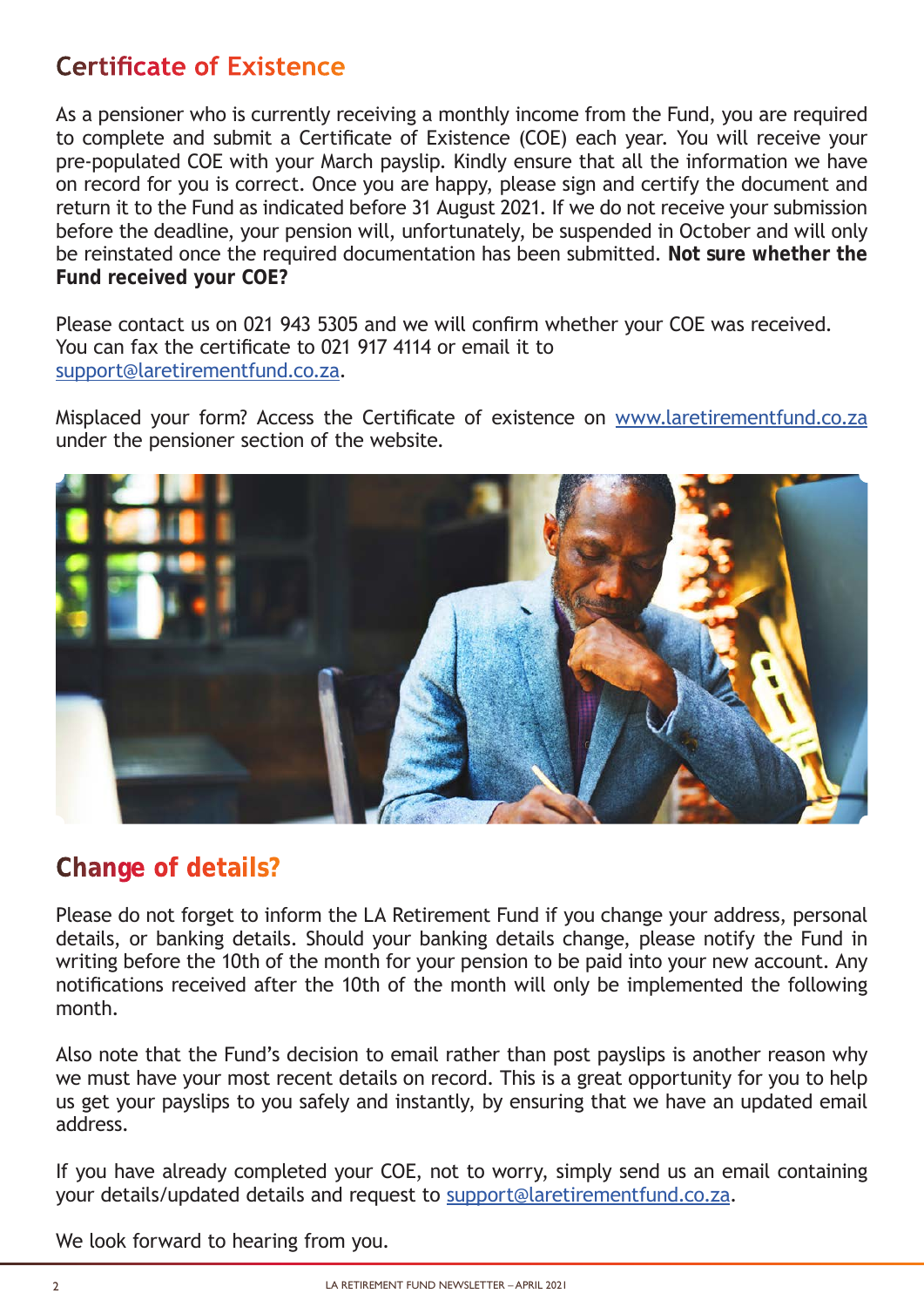## Certificate of Existence

As a pensioner who is currently receiving a monthly income from the Fund, you are required to complete and submit a Certificate of Existence (COE) each year. You will receive your pre-populated COE with your March payslip. Kindly ensure that all the information we have on record for you is correct. Once you are happy, please sign and certify the document and return it to the Fund as indicated before 31 August 2021. If we do not receive your submission before the deadline, your pension will, unfortunately, be suspended in October and will only be reinstated once the required documentation has been submitted. **Not sure whether the Fund received your COE?**

Please contact us on 021 943 5305 and we will confirm whether your COE was received. You can fax the certificate to 021 917 4114 or email it to support@laretirementfund.co.za.

Misplaced your form? Access the Certificate of existence on www.laretirementfund.co.za under the pensioner section of the website.

## Change of details?

Please do not forget to inform the LA Retirement Fund if you change your address, personal details, or banking details. Should your banking details change, please notify the Fund in writing before the 10th of the month for your pension to be paid into your new account. Any notifications received after the 10th of the month will only be implemented the following month.

Also note that the Fund's decision to email rather than post payslips is another reason why we must have your most recent details on record. This is a great opportunity for you to help us get your payslips to you safely and instantly, by ensuring that we have an updated email address.

If you have already completed your COE, not to worry, simply send us an email containing your details/updated details and request to support@laretirementfund.co.za.

We look forward to hearing from you.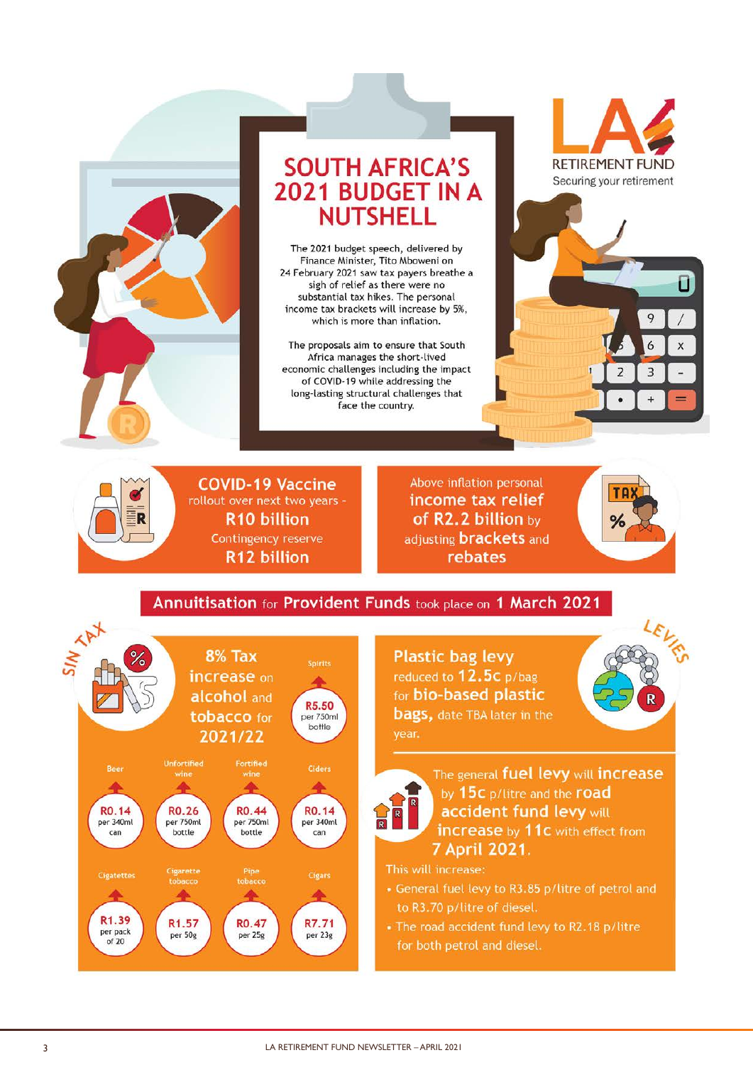# SOUTH AFRICA'S 2021 BUDGET IN A NUTSHELL

The 2021 budget speech, delivered by Finance Minister, Tito Mboweni on 24 February 2021 saw tax payers breathe a sigh of relief as there were no substantial tax hikes. The personal income tax brackets will increase by 5%, which is more than inflation.

The proposals aim to ensure that South Africa manages the short-lived economic challenges including the impact of COVID-19 while addressing the long-lasting structural challenges that face the country.

LA RETIREMENT FUND
Securing your retirement

**COVID-19 Vaccine** rollout over next two years - **R10 billion**
Contingency reserve **R12 billion**

Above inflation personal **income tax relief of R2.2 billion** by adjusting **brackets** and **rebates**

**Annuitisation** for **Provident Funds** took place on **1 March 2021**

## SIN TAX

**8% Tax increase** on **alcohol** and **tobacco** for **2021/22**

| Item | Increase |
|---|---|
| Spirits | R5.50 per 750ml bottle |
| Beer | R0.14 per 340ml can |
| Unfortified wine | R0.26 per 750ml bottle |
| Fortified wine | R0.44 per 750ml bottle |
| Ciders | R0.14 per 340ml can |
| Cigarettes | R1.39 per pack of 20 |
| Cigarette tobacco | R1.57 per 50g |
| Pipe tobacco | R0.47 per 25g |
| Cigars | R7.71 per 23g |

## LEVIES

**Plastic bag levy** reduced to **12.5c** p/bag for **bio-based plastic bags,** date TBA later in the year.

The general **fuel levy** will **increase** by **15c** p/litre and the **road accident fund levy** will **increase** by **11c** with effect from **7 April 2021**.

This will increase:

- General fuel levy to R3.85 p/litre of petrol and to R3.70 p/litre of diesel.
- The road accident fund levy to R2.18 p/litre for both petrol and diesel.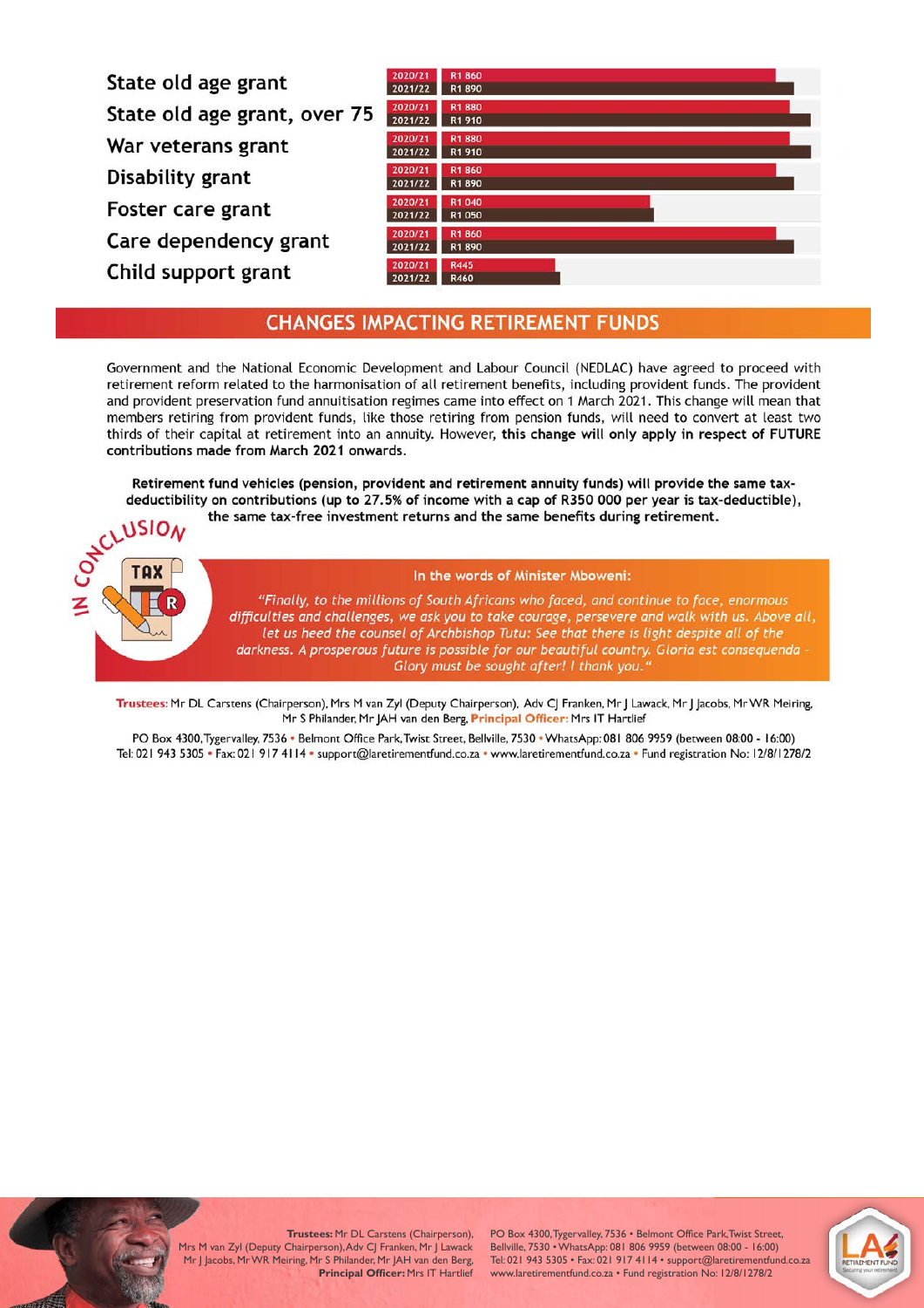State old age grant
2020/21 R1 860
2021/22 R1 890

State old age grant, over 75
2020/21 R1 880
2021/22 R1 910

War veterans grant
2020/21 R1 880
2021/22 R1 910

Disability grant
2020/21 R1 860
2021/22 R1 890

Foster care grant
2020/21 R1 040
2021/22 R1 050

Care dependency grant
2020/21 R1 860
2021/22 R1 890

Child support grant
2020/21 R445
2021/22 R460

## CHANGES IMPACTING RETIREMENT FUNDS

Government and the National Economic Development and Labour Council (NEDLAC) have agreed to proceed with retirement reform related to the harmonisation of all retirement benefits, including provident funds. The provident and provident preservation fund annuitisation regimes came into effect on 1 March 2021. This change will mean that members retiring from provident funds, like those retiring from pension funds, will need to convert at least two thirds of their capital at retirement into an annuity. However, **this change will only apply in respect of FUTURE contributions made from March 2021 onwards.**

**Retirement fund vehicles (pension, provident and retirement annuity funds) will provide the same tax-deductibility on contributions (up to 27.5% of income with a cap of R350 000 per year is tax-deductible), the same tax-free investment returns and the same benefits during retirement.**

## IN CONCLUSION

In the words of Minister Mboweni:

*"Finally, to the millions of South Africans who faced, and continue to face, enormous difficulties and challenges, we ask you to take courage, persevere and walk with us. Above all, let us heed the counsel of Archbishop Tutu: See that there is light despite all of the darkness. A prosperous future is possible for our beautiful country. Gloria est consequenda - Glory must be sought after! I thank you."*

**Trustees:** Mr DL Carstens (Chairperson), Mrs M van Zyl (Deputy Chairperson), Adv CJ Franken, Mr J Lawack, Mr J Jacobs, Mr WR Meiring, Mr S Philander, Mr JAH van den Berg, **Principal Officer:** Mrs IT Hartlief

PO Box 4300, Tygervalley, 7536 • Belmont Office Park, Twist Street, Bellville, 7530 • WhatsApp: 081 806 9959 (between 08:00 - 16:00)
Tel: 021 943 5305 • Fax: 021 917 4114 • support@laretirementfund.co.za • www.laretirementfund.co.za • Fund registration No: 12/8/1278/2